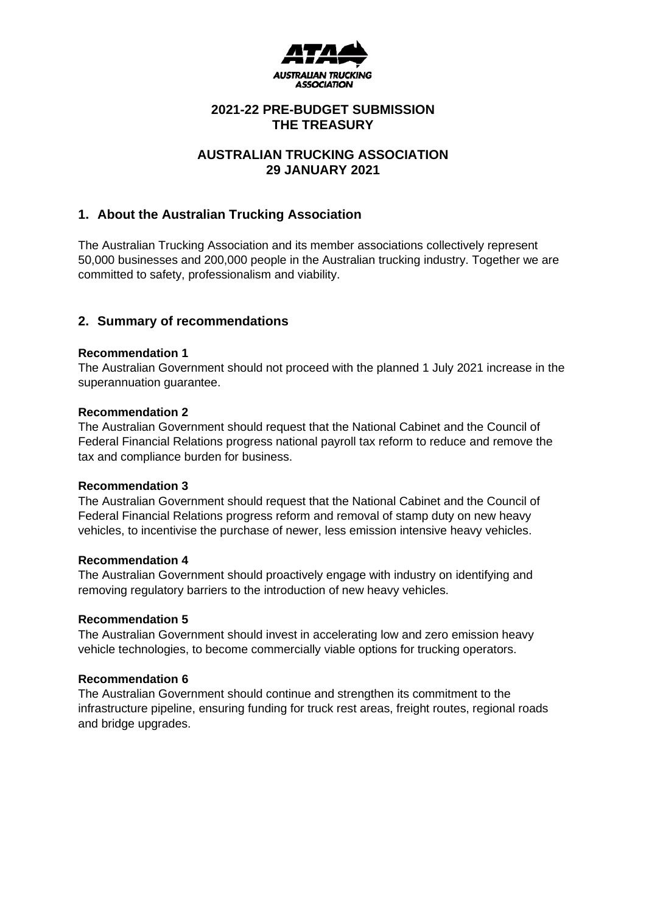AUSTRALIAN TRUCKING ASSOCIATION

**2021-22 PRE-BUDGET SUBMISSION**
**THE TREASURY**

**AUSTRALIAN TRUCKING ASSOCIATION**
**29 JANUARY 2021**

## 1. About the Australian Trucking Association

The Australian Trucking Association and its member associations collectively represent 50,000 businesses and 200,000 people in the Australian trucking industry. Together we are committed to safety, professionalism and viability.

## 2. Summary of recommendations

**Recommendation 1**
The Australian Government should not proceed with the planned 1 July 2021 increase in the superannuation guarantee.

**Recommendation 2**
The Australian Government should request that the National Cabinet and the Council of Federal Financial Relations progress national payroll tax reform to reduce and remove the tax and compliance burden for business.

**Recommendation 3**
The Australian Government should request that the National Cabinet and the Council of Federal Financial Relations progress reform and removal of stamp duty on new heavy vehicles, to incentivise the purchase of newer, less emission intensive heavy vehicles.

**Recommendation 4**
The Australian Government should proactively engage with industry on identifying and removing regulatory barriers to the introduction of new heavy vehicles.

**Recommendation 5**
The Australian Government should invest in accelerating low and zero emission heavy vehicle technologies, to become commercially viable options for trucking operators.

**Recommendation 6**
The Australian Government should continue and strengthen its commitment to the infrastructure pipeline, ensuring funding for truck rest areas, freight routes, regional roads and bridge upgrades.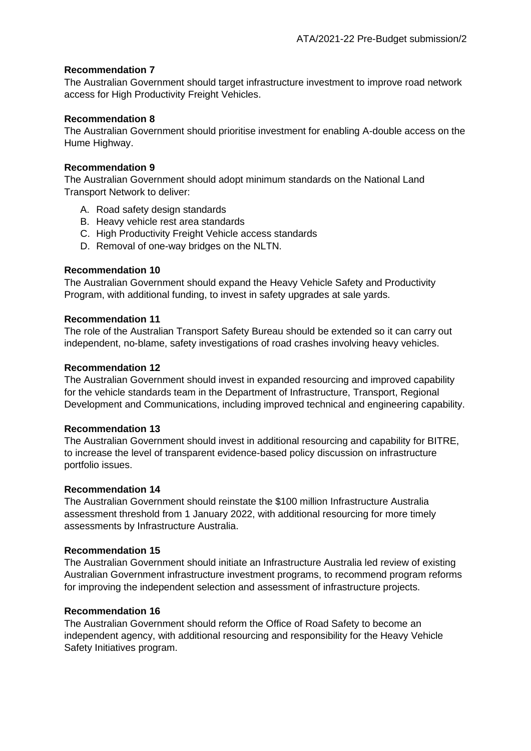**Recommendation 7**
The Australian Government should target infrastructure investment to improve road network access for High Productivity Freight Vehicles.

**Recommendation 8**
The Australian Government should prioritise investment for enabling A-double access on the Hume Highway.

**Recommendation 9**
The Australian Government should adopt minimum standards on the National Land Transport Network to deliver:

A. Road safety design standards
B. Heavy vehicle rest area standards
C. High Productivity Freight Vehicle access standards
D. Removal of one-way bridges on the NLTN.

**Recommendation 10**
The Australian Government should expand the Heavy Vehicle Safety and Productivity Program, with additional funding, to invest in safety upgrades at sale yards.

**Recommendation 11**
The role of the Australian Transport Safety Bureau should be extended so it can carry out independent, no-blame, safety investigations of road crashes involving heavy vehicles.

**Recommendation 12**
The Australian Government should invest in expanded resourcing and improved capability for the vehicle standards team in the Department of Infrastructure, Transport, Regional Development and Communications, including improved technical and engineering capability.

**Recommendation 13**
The Australian Government should invest in additional resourcing and capability for BITRE, to increase the level of transparent evidence-based policy discussion on infrastructure portfolio issues.

**Recommendation 14**
The Australian Government should reinstate the $100 million Infrastructure Australia assessment threshold from 1 January 2022, with additional resourcing for more timely assessments by Infrastructure Australia.

**Recommendation 15**
The Australian Government should initiate an Infrastructure Australia led review of existing Australian Government infrastructure investment programs, to recommend program reforms for improving the independent selection and assessment of infrastructure projects.

**Recommendation 16**
The Australian Government should reform the Office of Road Safety to become an independent agency, with additional resourcing and responsibility for the Heavy Vehicle Safety Initiatives program.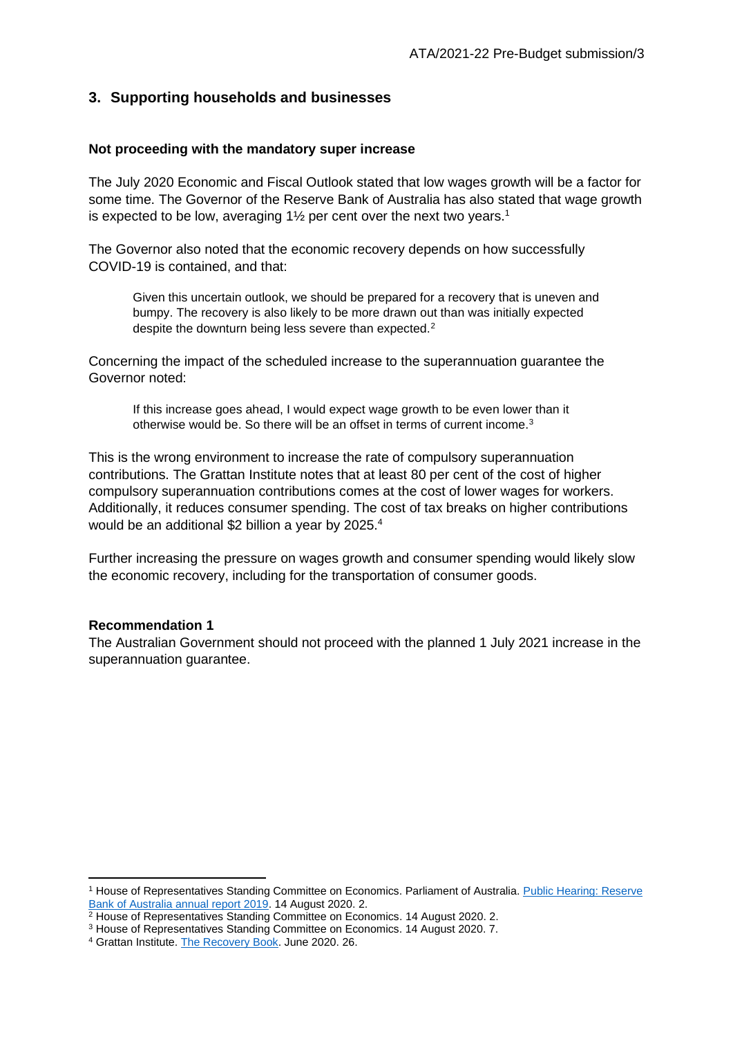## 3. Supporting households and businesses

### Not proceeding with the mandatory super increase

The July 2020 Economic and Fiscal Outlook stated that low wages growth will be a factor for some time. The Governor of the Reserve Bank of Australia has also stated that wage growth is expected to be low, averaging 1½ per cent over the next two years.[1]

The Governor also noted that the economic recovery depends on how successfully COVID-19 is contained, and that:

> Given this uncertain outlook, we should be prepared for a recovery that is uneven and bumpy. The recovery is also likely to be more drawn out than was initially expected despite the downturn being less severe than expected.[2]

Concerning the impact of the scheduled increase to the superannuation guarantee the Governor noted:

> If this increase goes ahead, I would expect wage growth to be even lower than it otherwise would be. So there will be an offset in terms of current income.[3]

This is the wrong environment to increase the rate of compulsory superannuation contributions. The Grattan Institute notes that at least 80 per cent of the cost of higher compulsory superannuation contributions comes at the cost of lower wages for workers. Additionally, it reduces consumer spending. The cost of tax breaks on higher contributions would be an additional $2 billion a year by 2025.[4]

Further increasing the pressure on wages growth and consumer spending would likely slow the economic recovery, including for the transportation of consumer goods.

**Recommendation 1**

The Australian Government should not proceed with the planned 1 July 2021 increase in the superannuation guarantee.

---

[1] House of Representatives Standing Committee on Economics. Parliament of Australia. Public Hearing: Reserve Bank of Australia annual report 2019. 14 August 2020. 2.

[2] House of Representatives Standing Committee on Economics. 14 August 2020. 2.

[3] House of Representatives Standing Committee on Economics. 14 August 2020. 7.

[4] Grattan Institute. The Recovery Book. June 2020. 26.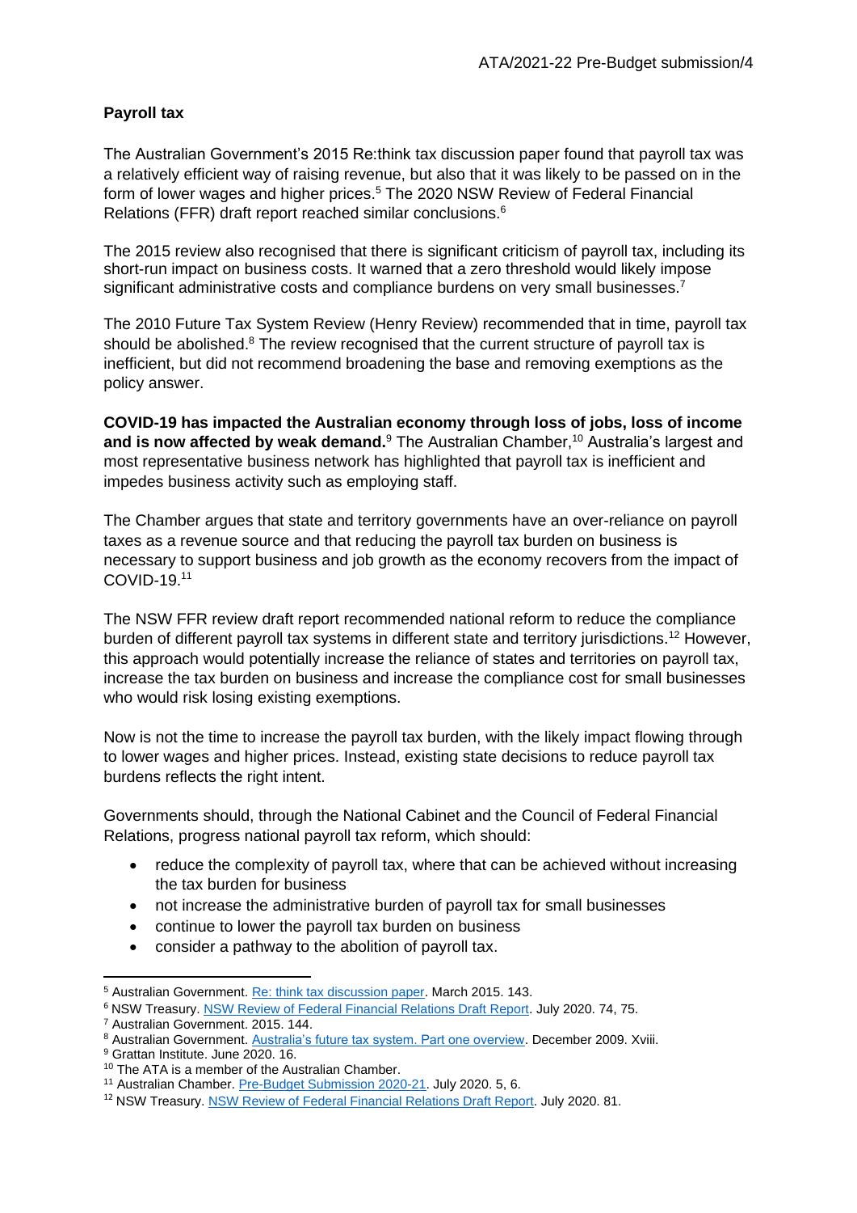**Payroll tax**

The Australian Government's 2015 Re:think tax discussion paper found that payroll tax was a relatively efficient way of raising revenue, but also that it was likely to be passed on in the form of lower wages and higher prices.[5] The 2020 NSW Review of Federal Financial Relations (FFR) draft report reached similar conclusions.[6]

The 2015 review also recognised that there is significant criticism of payroll tax, including its short-run impact on business costs. It warned that a zero threshold would likely impose significant administrative costs and compliance burdens on very small businesses.[7]

The 2010 Future Tax System Review (Henry Review) recommended that in time, payroll tax should be abolished.[8] The review recognised that the current structure of payroll tax is inefficient, but did not recommend broadening the base and removing exemptions as the policy answer.

**COVID-19 has impacted the Australian economy through loss of jobs, loss of income and is now affected by weak demand.**[9] The Australian Chamber,[10] Australia's largest and most representative business network has highlighted that payroll tax is inefficient and impedes business activity such as employing staff.

The Chamber argues that state and territory governments have an over-reliance on payroll taxes as a revenue source and that reducing the payroll tax burden on business is necessary to support business and job growth as the economy recovers from the impact of COVID-19.[11]

The NSW FFR review draft report recommended national reform to reduce the compliance burden of different payroll tax systems in different state and territory jurisdictions.[12] However, this approach would potentially increase the reliance of states and territories on payroll tax, increase the tax burden on business and increase the compliance cost for small businesses who would risk losing existing exemptions.

Now is not the time to increase the payroll tax burden, with the likely impact flowing through to lower wages and higher prices. Instead, existing state decisions to reduce payroll tax burdens reflects the right intent.

Governments should, through the National Cabinet and the Council of Federal Financial Relations, progress national payroll tax reform, which should:

- reduce the complexity of payroll tax, where that can be achieved without increasing the tax burden for business
- not increase the administrative burden of payroll tax for small businesses
- continue to lower the payroll tax burden on business
- consider a pathway to the abolition of payroll tax.

---

[5] Australian Government. Re: think tax discussion paper. March 2015. 143.

[6] NSW Treasury. NSW Review of Federal Financial Relations Draft Report. July 2020. 74, 75.

[7] Australian Government. 2015. 144.

[8] Australian Government. Australia's future tax system. Part one overview. December 2009. Xviii.

[9] Grattan Institute. June 2020. 16.

[10] The ATA is a member of the Australian Chamber.

[11] Australian Chamber. Pre-Budget Submission 2020-21. July 2020. 5, 6.

[12] NSW Treasury. NSW Review of Federal Financial Relations Draft Report. July 2020. 81.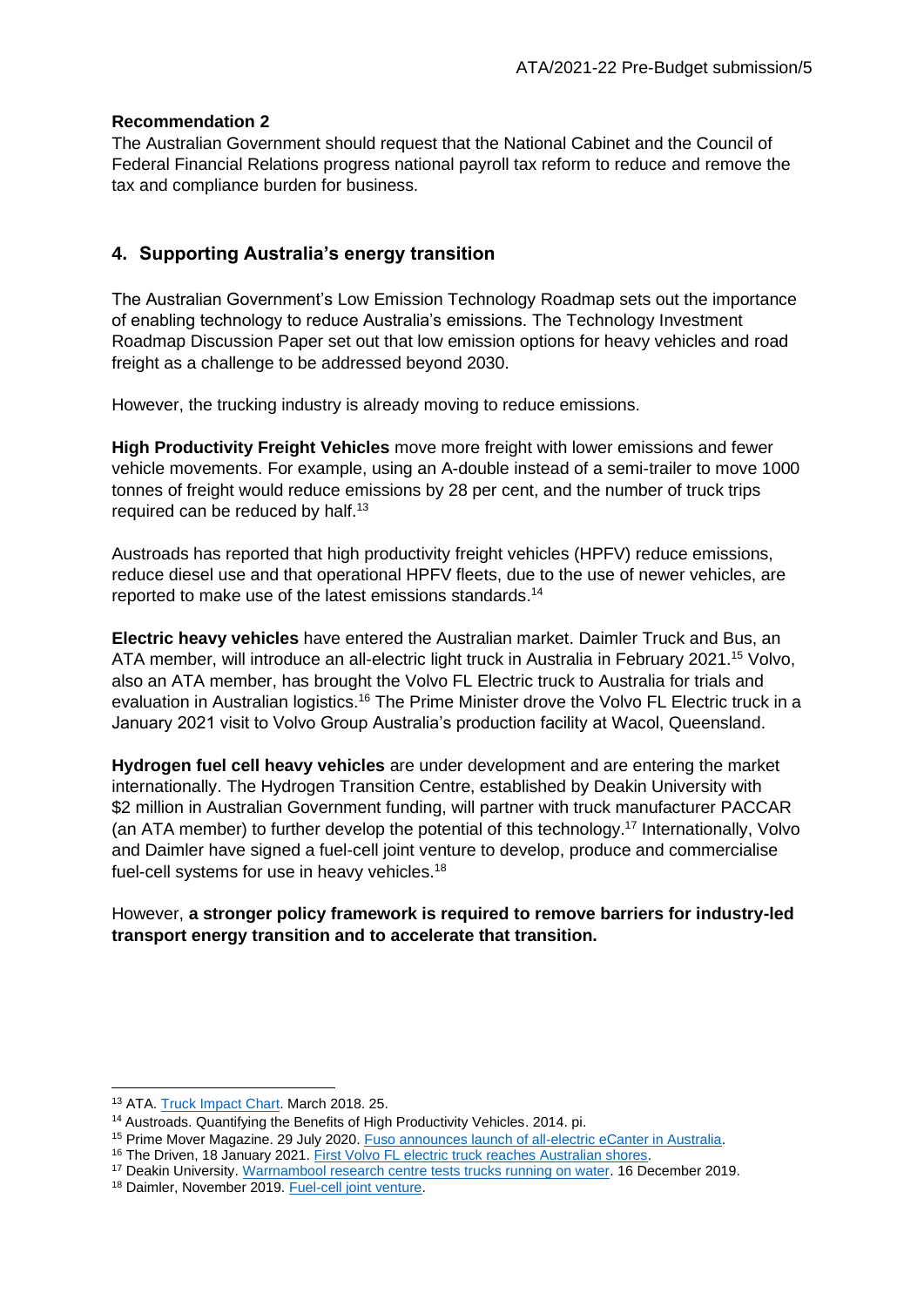**Recommendation 2**
The Australian Government should request that the National Cabinet and the Council of Federal Financial Relations progress national payroll tax reform to reduce and remove the tax and compliance burden for business.

## 4. Supporting Australia's energy transition

The Australian Government's Low Emission Technology Roadmap sets out the importance of enabling technology to reduce Australia's emissions. The Technology Investment Roadmap Discussion Paper set out that low emission options for heavy vehicles and road freight as a challenge to be addressed beyond 2030.

However, the trucking industry is already moving to reduce emissions.

**High Productivity Freight Vehicles** move more freight with lower emissions and fewer vehicle movements. For example, using an A-double instead of a semi-trailer to move 1000 tonnes of freight would reduce emissions by 28 per cent, and the number of truck trips required can be reduced by half.[13]

Austroads has reported that high productivity freight vehicles (HPFV) reduce emissions, reduce diesel use and that operational HPFV fleets, due to the use of newer vehicles, are reported to make use of the latest emissions standards.[14]

**Electric heavy vehicles** have entered the Australian market. Daimler Truck and Bus, an ATA member, will introduce an all-electric light truck in Australia in February 2021.[15] Volvo, also an ATA member, has brought the Volvo FL Electric truck to Australia for trials and evaluation in Australian logistics.[16] The Prime Minister drove the Volvo FL Electric truck in a January 2021 visit to Volvo Group Australia's production facility at Wacol, Queensland.

**Hydrogen fuel cell heavy vehicles** are under development and are entering the market internationally. The Hydrogen Transition Centre, established by Deakin University with $2 million in Australian Government funding, will partner with truck manufacturer PACCAR (an ATA member) to further develop the potential of this technology.[17] Internationally, Volvo and Daimler have signed a fuel-cell joint venture to develop, produce and commercialise fuel-cell systems for use in heavy vehicles.[18]

However, **a stronger policy framework is required to remove barriers for industry-led transport energy transition and to accelerate that transition.**

---

[13] ATA. Truck Impact Chart. March 2018. 25.
[14] Austroads. Quantifying the Benefits of High Productivity Vehicles. 2014. pi.
[15] Prime Mover Magazine. 29 July 2020. Fuso announces launch of all-electric eCanter in Australia.
[16] The Driven, 18 January 2021. First Volvo FL electric truck reaches Australian shores.
[17] Deakin University. Warrnambool research centre tests trucks running on water. 16 December 2019.
[18] Daimler, November 2019. Fuel-cell joint venture.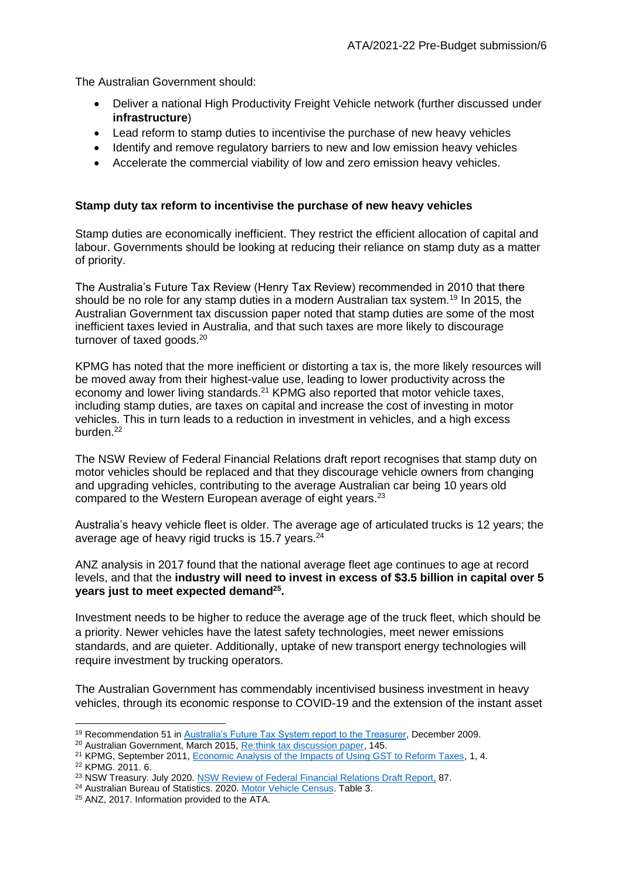The Australian Government should:

- Deliver a national High Productivity Freight Vehicle network (further discussed under **infrastructure**)
- Lead reform to stamp duties to incentivise the purchase of new heavy vehicles
- Identify and remove regulatory barriers to new and low emission heavy vehicles
- Accelerate the commercial viability of low and zero emission heavy vehicles.

**Stamp duty tax reform to incentivise the purchase of new heavy vehicles**

Stamp duties are economically inefficient. They restrict the efficient allocation of capital and labour. Governments should be looking at reducing their reliance on stamp duty as a matter of priority.

The Australia's Future Tax Review (Henry Tax Review) recommended in 2010 that there should be no role for any stamp duties in a modern Australian tax system.[19] In 2015, the Australian Government tax discussion paper noted that stamp duties are some of the most inefficient taxes levied in Australia, and that such taxes are more likely to discourage turnover of taxed goods.[20]

KPMG has noted that the more inefficient or distorting a tax is, the more likely resources will be moved away from their highest-value use, leading to lower productivity across the economy and lower living standards.[21] KPMG also reported that motor vehicle taxes, including stamp duties, are taxes on capital and increase the cost of investing in motor vehicles. This in turn leads to a reduction in investment in vehicles, and a high excess burden.[22]

The NSW Review of Federal Financial Relations draft report recognises that stamp duty on motor vehicles should be replaced and that they discourage vehicle owners from changing and upgrading vehicles, contributing to the average Australian car being 10 years old compared to the Western European average of eight years.[23]

Australia's heavy vehicle fleet is older. The average age of articulated trucks is 12 years; the average age of heavy rigid trucks is 15.7 years.[24]

ANZ analysis in 2017 found that the national average fleet age continues to age at record levels, and that the **industry will need to invest in excess of $3.5 billion in capital over 5 years just to meet expected demand[25].**

Investment needs to be higher to reduce the average age of the truck fleet, which should be a priority. Newer vehicles have the latest safety technologies, meet newer emissions standards, and are quieter. Additionally, uptake of new transport energy technologies will require investment by trucking operators.

The Australian Government has commendably incentivised business investment in heavy vehicles, through its economic response to COVID-19 and the extension of the instant asset

---

[19] Recommendation 51 in Australia's Future Tax System report to the Treasurer, December 2009.

[20] Australian Government, March 2015, Re:think tax discussion paper, 145.

[21] KPMG, September 2011, Economic Analysis of the Impacts of Using GST to Reform Taxes, 1, 4.

[22] KPMG. 2011. 6.

[23] NSW Treasury. July 2020. NSW Review of Federal Financial Relations Draft Report, 87.

[24] Australian Bureau of Statistics. 2020. Motor Vehicle Census. Table 3.

[25] ANZ, 2017. Information provided to the ATA.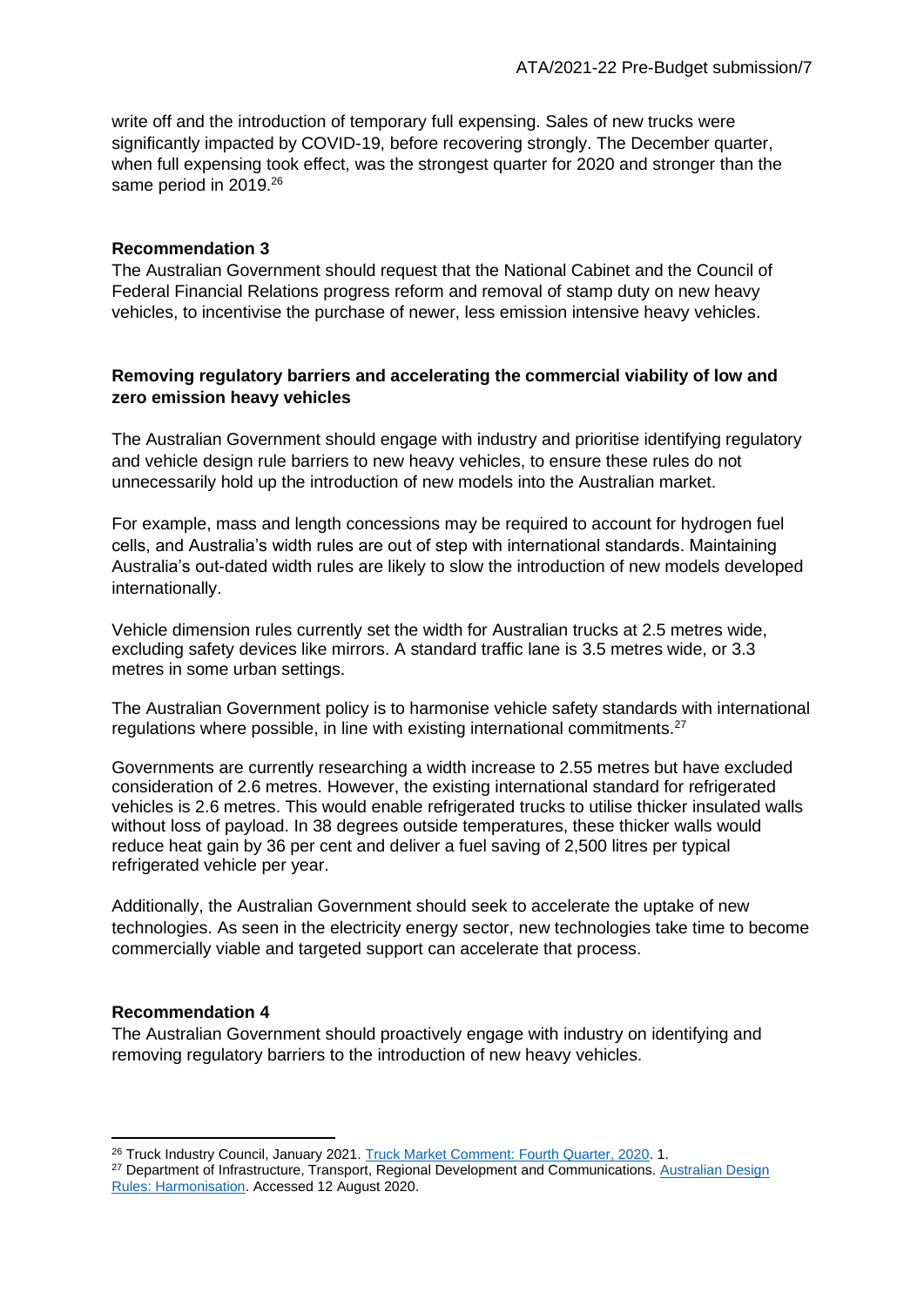write off and the introduction of temporary full expensing. Sales of new trucks were significantly impacted by COVID-19, before recovering strongly. The December quarter, when full expensing took effect, was the strongest quarter for 2020 and stronger than the same period in 2019.[26]

**Recommendation 3**
The Australian Government should request that the National Cabinet and the Council of Federal Financial Relations progress reform and removal of stamp duty on new heavy vehicles, to incentivise the purchase of newer, less emission intensive heavy vehicles.

**Removing regulatory barriers and accelerating the commercial viability of low and zero emission heavy vehicles**

The Australian Government should engage with industry and prioritise identifying regulatory and vehicle design rule barriers to new heavy vehicles, to ensure these rules do not unnecessarily hold up the introduction of new models into the Australian market.

For example, mass and length concessions may be required to account for hydrogen fuel cells, and Australia's width rules are out of step with international standards. Maintaining Australia's out-dated width rules are likely to slow the introduction of new models developed internationally.

Vehicle dimension rules currently set the width for Australian trucks at 2.5 metres wide, excluding safety devices like mirrors. A standard traffic lane is 3.5 metres wide, or 3.3 metres in some urban settings.

The Australian Government policy is to harmonise vehicle safety standards with international regulations where possible, in line with existing international commitments.[27]

Governments are currently researching a width increase to 2.55 metres but have excluded consideration of 2.6 metres. However, the existing international standard for refrigerated vehicles is 2.6 metres. This would enable refrigerated trucks to utilise thicker insulated walls without loss of payload. In 38 degrees outside temperatures, these thicker walls would reduce heat gain by 36 per cent and deliver a fuel saving of 2,500 litres per typical refrigerated vehicle per year.

Additionally, the Australian Government should seek to accelerate the uptake of new technologies. As seen in the electricity energy sector, new technologies take time to become commercially viable and targeted support can accelerate that process.

**Recommendation 4**
The Australian Government should proactively engage with industry on identifying and removing regulatory barriers to the introduction of new heavy vehicles.

---

[26] Truck Industry Council, January 2021. Truck Market Comment: Fourth Quarter, 2020. 1.

[27] Department of Infrastructure, Transport, Regional Development and Communications. Australian Design Rules: Harmonisation. Accessed 12 August 2020.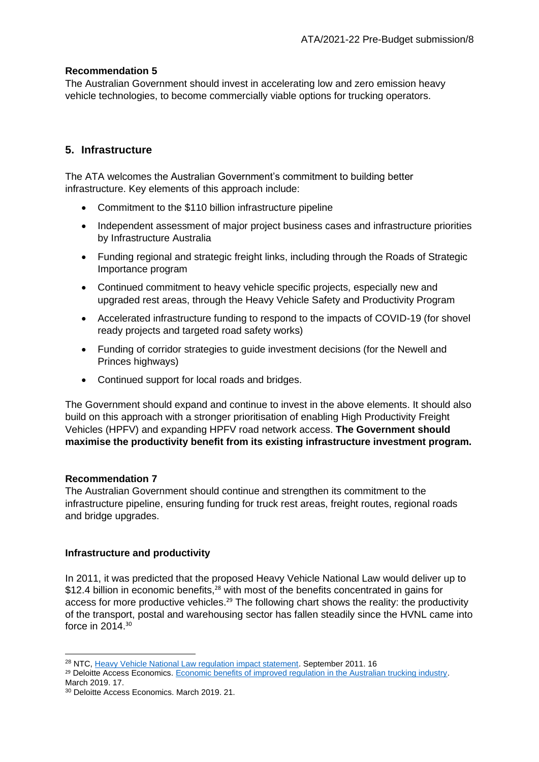**Recommendation 5**
The Australian Government should invest in accelerating low and zero emission heavy vehicle technologies, to become commercially viable options for trucking operators.

## 5. Infrastructure

The ATA welcomes the Australian Government's commitment to building better infrastructure. Key elements of this approach include:

- Commitment to the $110 billion infrastructure pipeline
- Independent assessment of major project business cases and infrastructure priorities by Infrastructure Australia
- Funding regional and strategic freight links, including through the Roads of Strategic Importance program
- Continued commitment to heavy vehicle specific projects, especially new and upgraded rest areas, through the Heavy Vehicle Safety and Productivity Program
- Accelerated infrastructure funding to respond to the impacts of COVID-19 (for shovel ready projects and targeted road safety works)
- Funding of corridor strategies to guide investment decisions (for the Newell and Princes highways)
- Continued support for local roads and bridges.

The Government should expand and continue to invest in the above elements. It should also build on this approach with a stronger prioritisation of enabling High Productivity Freight Vehicles (HPFV) and expanding HPFV road network access. **The Government should maximise the productivity benefit from its existing infrastructure investment program.**

**Recommendation 7**
The Australian Government should continue and strengthen its commitment to the infrastructure pipeline, ensuring funding for truck rest areas, freight routes, regional roads and bridge upgrades.

### Infrastructure and productivity

In 2011, it was predicted that the proposed Heavy Vehicle National Law would deliver up to $12.4 billion in economic benefits,[28] with most of the benefits concentrated in gains for access for more productive vehicles.[29] The following chart shows the reality: the productivity of the transport, postal and warehousing sector has fallen steadily since the HVNL came into force in 2014.[30]

---

[28] NTC, Heavy Vehicle National Law regulation impact statement. September 2011. 16

[29] Deloitte Access Economics. Economic benefits of improved regulation in the Australian trucking industry. March 2019. 17.

[30] Deloitte Access Economics. March 2019. 21.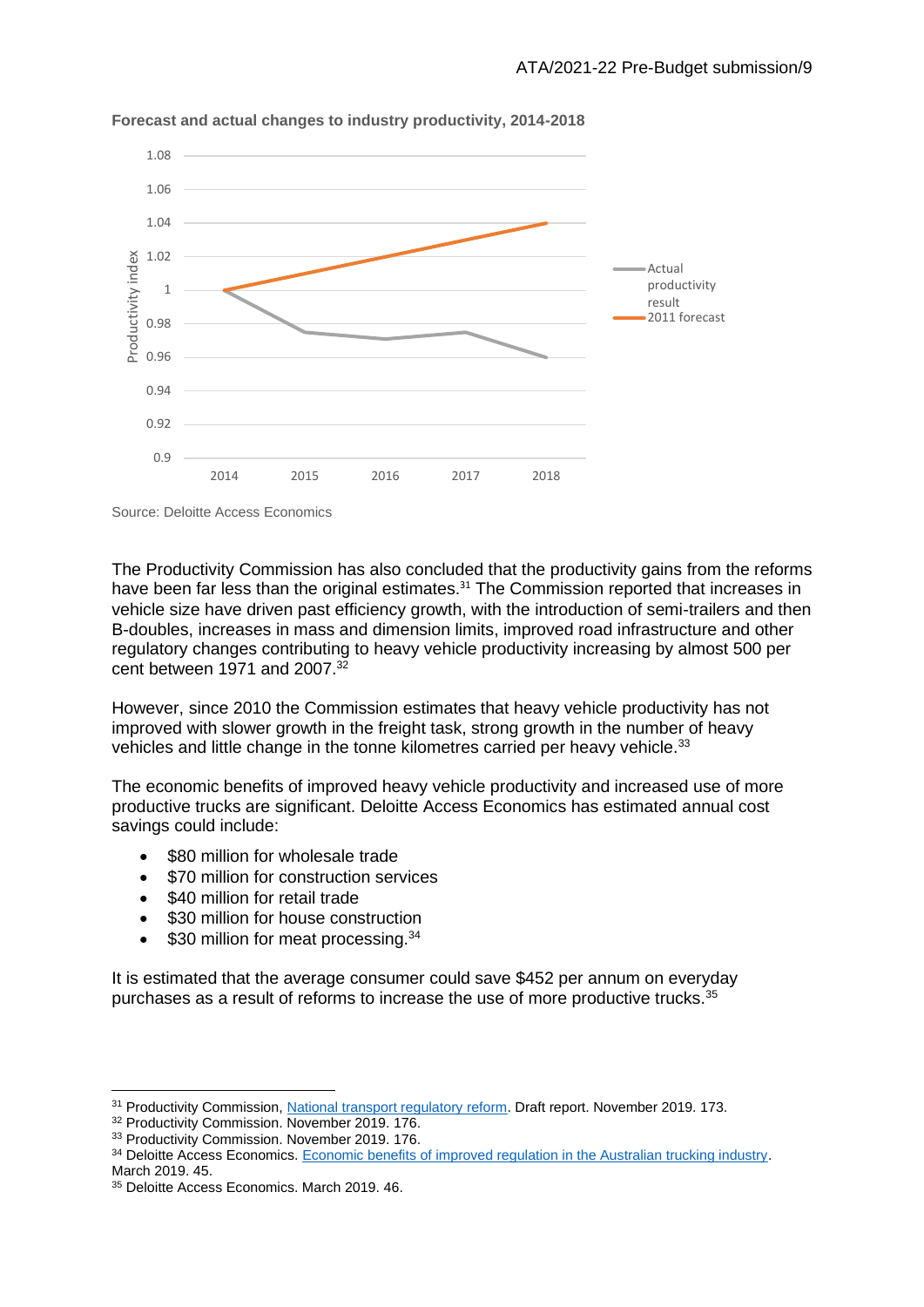**Forecast and actual changes to industry productivity, 2014-2018**

Source: Deloitte Access Economics

The Productivity Commission has also concluded that the productivity gains from the reforms have been far less than the original estimates.[31] The Commission reported that increases in vehicle size have driven past efficiency growth, with the introduction of semi-trailers and then B-doubles, increases in mass and dimension limits, improved road infrastructure and other regulatory changes contributing to heavy vehicle productivity increasing by almost 500 per cent between 1971 and 2007.[32]

However, since 2010 the Commission estimates that heavy vehicle productivity has not improved with slower growth in the freight task, strong growth in the number of heavy vehicles and little change in the tonne kilometres carried per heavy vehicle.[33]

The economic benefits of improved heavy vehicle productivity and increased use of more productive trucks are significant. Deloitte Access Economics has estimated annual cost savings could include:

- $80 million for wholesale trade
- $70 million for construction services
- $40 million for retail trade
- $30 million for house construction
- $30 million for meat processing.[34]

It is estimated that the average consumer could save $452 per annum on everyday purchases as a result of reforms to increase the use of more productive trucks.[35]

---

[31] Productivity Commission, National transport regulatory reform. Draft report. November 2019. 173.
[32] Productivity Commission. November 2019. 176.
[33] Productivity Commission. November 2019. 176.
[34] Deloitte Access Economics. Economic benefits of improved regulation in the Australian trucking industry. March 2019. 45.
[35] Deloitte Access Economics. March 2019. 46.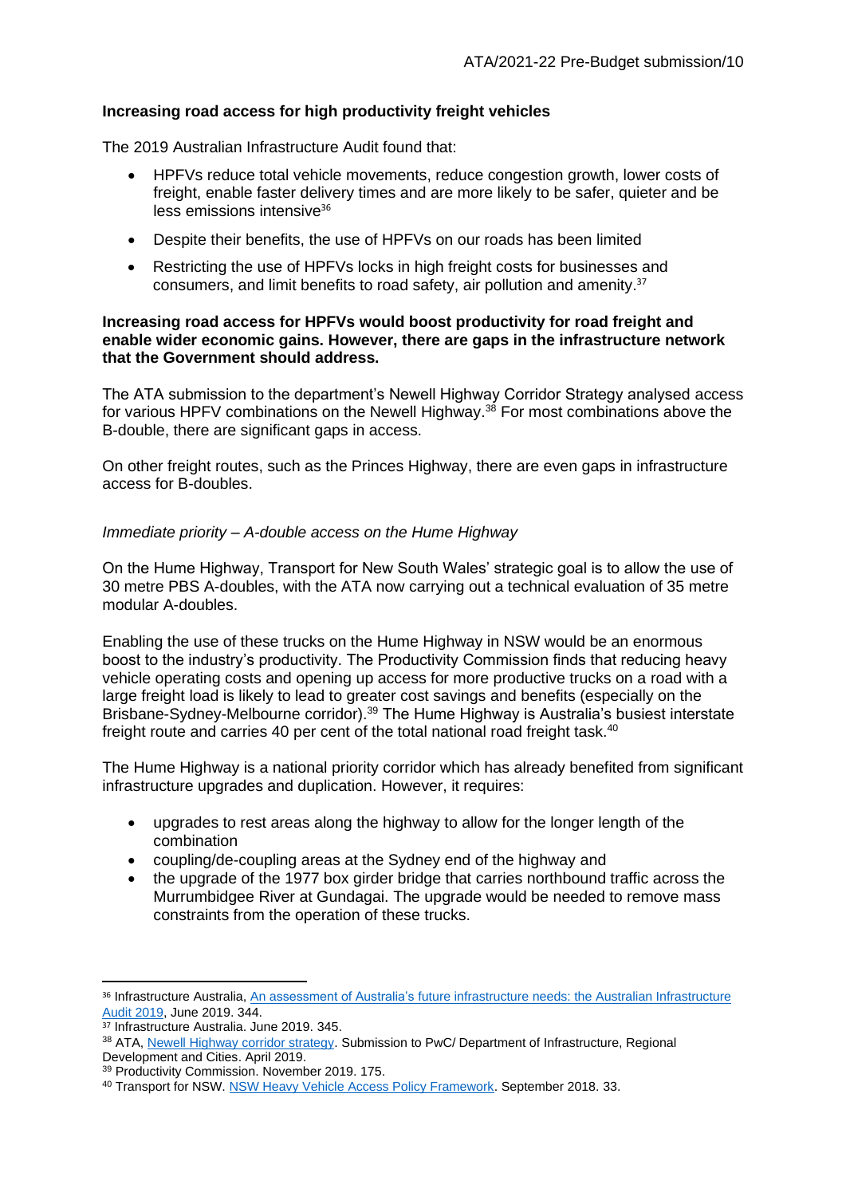**Increasing road access for high productivity freight vehicles**

The 2019 Australian Infrastructure Audit found that:

- HPFVs reduce total vehicle movements, reduce congestion growth, lower costs of freight, enable faster delivery times and are more likely to be safer, quieter and be less emissions intensive[36]
- Despite their benefits, the use of HPFVs on our roads has been limited
- Restricting the use of HPFVs locks in high freight costs for businesses and consumers, and limit benefits to road safety, air pollution and amenity.[37]

**Increasing road access for HPFVs would boost productivity for road freight and enable wider economic gains. However, there are gaps in the infrastructure network that the Government should address.**

The ATA submission to the department's Newell Highway Corridor Strategy analysed access for various HPFV combinations on the Newell Highway.[38] For most combinations above the B-double, there are significant gaps in access.

On other freight routes, such as the Princes Highway, there are even gaps in infrastructure access for B-doubles.

*Immediate priority – A-double access on the Hume Highway*

On the Hume Highway, Transport for New South Wales' strategic goal is to allow the use of 30 metre PBS A-doubles, with the ATA now carrying out a technical evaluation of 35 metre modular A-doubles.

Enabling the use of these trucks on the Hume Highway in NSW would be an enormous boost to the industry's productivity. The Productivity Commission finds that reducing heavy vehicle operating costs and opening up access for more productive trucks on a road with a large freight load is likely to lead to greater cost savings and benefits (especially on the Brisbane-Sydney-Melbourne corridor).[39] The Hume Highway is Australia's busiest interstate freight route and carries 40 per cent of the total national road freight task.[40]

The Hume Highway is a national priority corridor which has already benefited from significant infrastructure upgrades and duplication. However, it requires:

- upgrades to rest areas along the highway to allow for the longer length of the combination
- coupling/de-coupling areas at the Sydney end of the highway and
- the upgrade of the 1977 box girder bridge that carries northbound traffic across the Murrumbidgee River at Gundagai. The upgrade would be needed to remove mass constraints from the operation of these trucks.

---

[36] Infrastructure Australia, An assessment of Australia's future infrastructure needs: the Australian Infrastructure Audit 2019, June 2019. 344.

[37] Infrastructure Australia. June 2019. 345.

[38] ATA, Newell Highway corridor strategy. Submission to PwC/ Department of Infrastructure, Regional Development and Cities. April 2019.

[39] Productivity Commission. November 2019. 175.

[40] Transport for NSW. NSW Heavy Vehicle Access Policy Framework. September 2018. 33.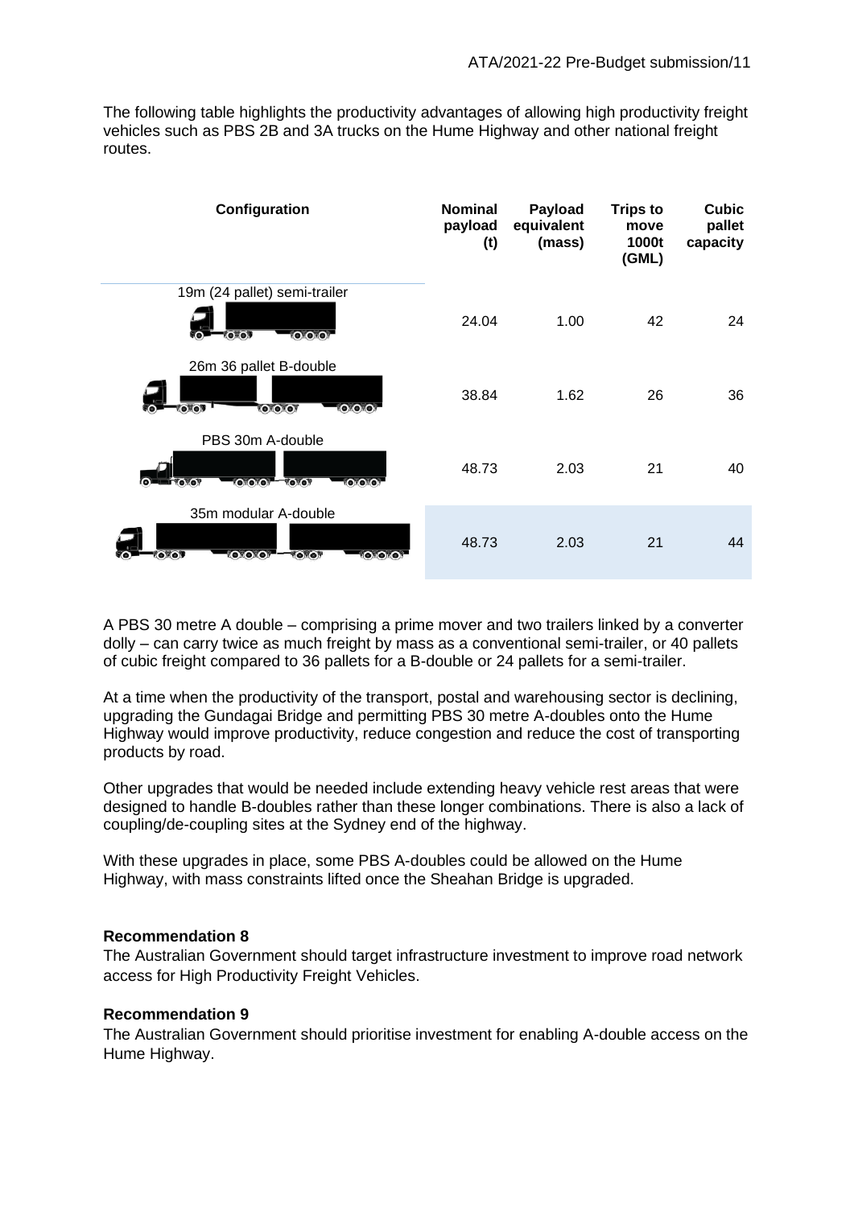The following table highlights the productivity advantages of allowing high productivity freight vehicles such as PBS 2B and 3A trucks on the Hume Highway and other national freight routes.

| Configuration | Nominal payload (t) | Payload equivalent (mass) | Trips to move 1000t (GML) | Cubic pallet capacity |
|---|---|---|---|---|
| 19m (24 pallet) semi-trailer | 24.04 | 1.00 | 42 | 24 |
| 26m 36 pallet B-double | 38.84 | 1.62 | 26 | 36 |
| PBS 30m A-double | 48.73 | 2.03 | 21 | 40 |
| 35m modular A-double | 48.73 | 2.03 | 21 | 44 |

A PBS 30 metre A double – comprising a prime mover and two trailers linked by a converter dolly – can carry twice as much freight by mass as a conventional semi-trailer, or 40 pallets of cubic freight compared to 36 pallets for a B-double or 24 pallets for a semi-trailer.

At a time when the productivity of the transport, postal and warehousing sector is declining, upgrading the Gundagai Bridge and permitting PBS 30 metre A-doubles onto the Hume Highway would improve productivity, reduce congestion and reduce the cost of transporting products by road.

Other upgrades that would be needed include extending heavy vehicle rest areas that were designed to handle B-doubles rather than these longer combinations. There is also a lack of coupling/de-coupling sites at the Sydney end of the highway.

With these upgrades in place, some PBS A-doubles could be allowed on the Hume Highway, with mass constraints lifted once the Sheahan Bridge is upgraded.

**Recommendation 8**

The Australian Government should target infrastructure investment to improve road network access for High Productivity Freight Vehicles.

**Recommendation 9**

The Australian Government should prioritise investment for enabling A-double access on the Hume Highway.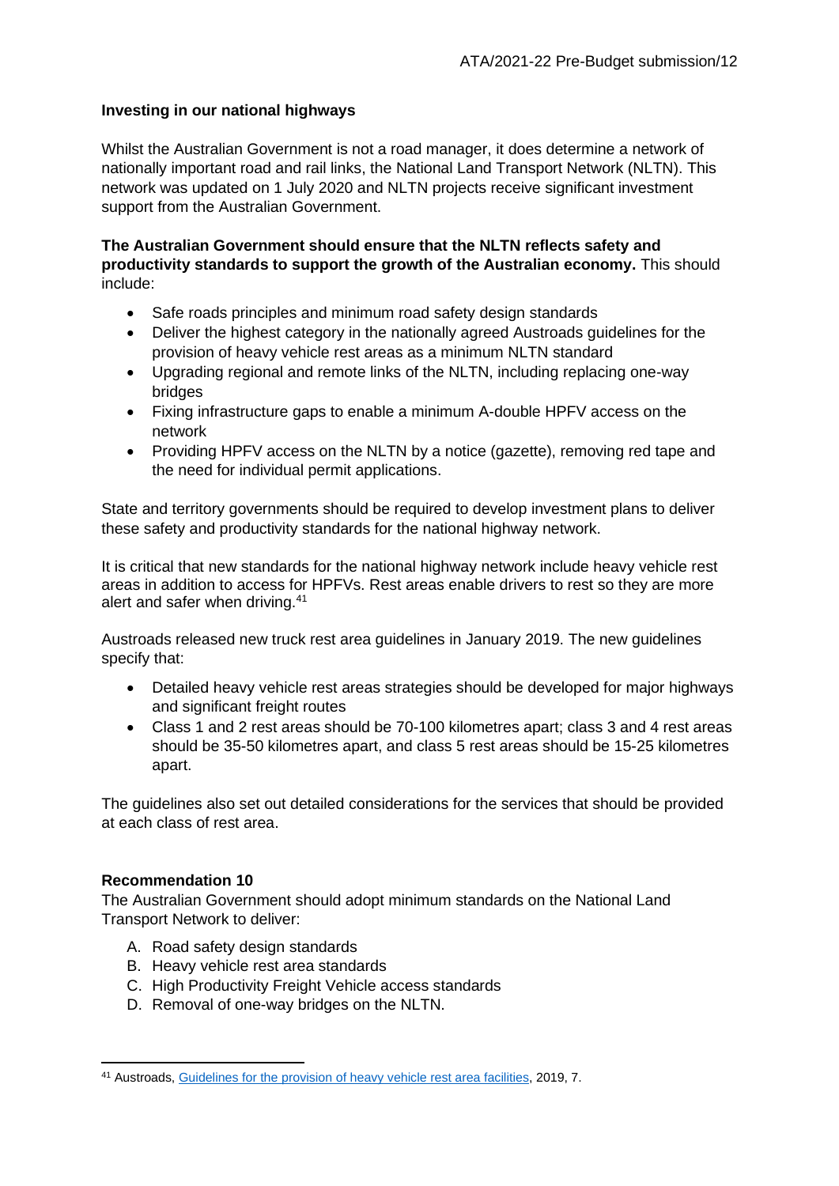**Investing in our national highways**

Whilst the Australian Government is not a road manager, it does determine a network of nationally important road and rail links, the National Land Transport Network (NLTN). This network was updated on 1 July 2020 and NLTN projects receive significant investment support from the Australian Government.

**The Australian Government should ensure that the NLTN reflects safety and productivity standards to support the growth of the Australian economy.** This should include:

- Safe roads principles and minimum road safety design standards
- Deliver the highest category in the nationally agreed Austroads guidelines for the provision of heavy vehicle rest areas as a minimum NLTN standard
- Upgrading regional and remote links of the NLTN, including replacing one-way bridges
- Fixing infrastructure gaps to enable a minimum A-double HPFV access on the network
- Providing HPFV access on the NLTN by a notice (gazette), removing red tape and the need for individual permit applications.

State and territory governments should be required to develop investment plans to deliver these safety and productivity standards for the national highway network.

It is critical that new standards for the national highway network include heavy vehicle rest areas in addition to access for HPFVs. Rest areas enable drivers to rest so they are more alert and safer when driving.[41]

Austroads released new truck rest area guidelines in January 2019. The new guidelines specify that:

- Detailed heavy vehicle rest areas strategies should be developed for major highways and significant freight routes
- Class 1 and 2 rest areas should be 70-100 kilometres apart; class 3 and 4 rest areas should be 35-50 kilometres apart, and class 5 rest areas should be 15-25 kilometres apart.

The guidelines also set out detailed considerations for the services that should be provided at each class of rest area.

**Recommendation 10**

The Australian Government should adopt minimum standards on the National Land Transport Network to deliver:

A. Road safety design standards
B. Heavy vehicle rest area standards
C. High Productivity Freight Vehicle access standards
D. Removal of one-way bridges on the NLTN.

---

[41] Austroads, Guidelines for the provision of heavy vehicle rest area facilities, 2019, 7.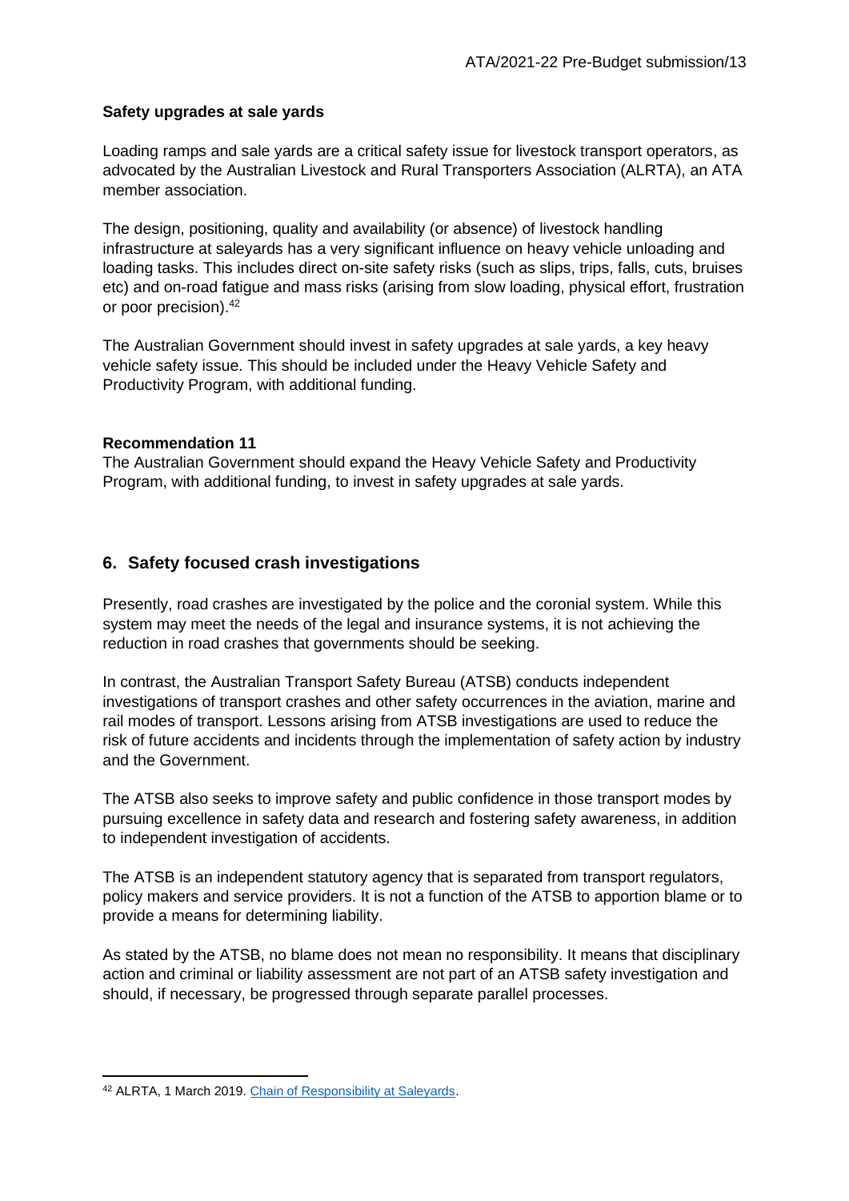**Safety upgrades at sale yards**

Loading ramps and sale yards are a critical safety issue for livestock transport operators, as advocated by the Australian Livestock and Rural Transporters Association (ALRTA), an ATA member association.

The design, positioning, quality and availability (or absence) of livestock handling infrastructure at saleyards has a very significant influence on heavy vehicle unloading and loading tasks. This includes direct on-site safety risks (such as slips, trips, falls, cuts, bruises etc) and on-road fatigue and mass risks (arising from slow loading, physical effort, frustration or poor precision).[42]

The Australian Government should invest in safety upgrades at sale yards, a key heavy vehicle safety issue. This should be included under the Heavy Vehicle Safety and Productivity Program, with additional funding.

**Recommendation 11**
The Australian Government should expand the Heavy Vehicle Safety and Productivity Program, with additional funding, to invest in safety upgrades at sale yards.

## 6. Safety focused crash investigations

Presently, road crashes are investigated by the police and the coronial system. While this system may meet the needs of the legal and insurance systems, it is not achieving the reduction in road crashes that governments should be seeking.

In contrast, the Australian Transport Safety Bureau (ATSB) conducts independent investigations of transport crashes and other safety occurrences in the aviation, marine and rail modes of transport. Lessons arising from ATSB investigations are used to reduce the risk of future accidents and incidents through the implementation of safety action by industry and the Government.

The ATSB also seeks to improve safety and public confidence in those transport modes by pursuing excellence in safety data and research and fostering safety awareness, in addition to independent investigation of accidents.

The ATSB is an independent statutory agency that is separated from transport regulators, policy makers and service providers. It is not a function of the ATSB to apportion blame or to provide a means for determining liability.

As stated by the ATSB, no blame does not mean no responsibility. It means that disciplinary action and criminal or liability assessment are not part of an ATSB safety investigation and should, if necessary, be progressed through separate parallel processes.

---

[42] ALRTA, 1 March 2019. Chain of Responsibility at Saleyards.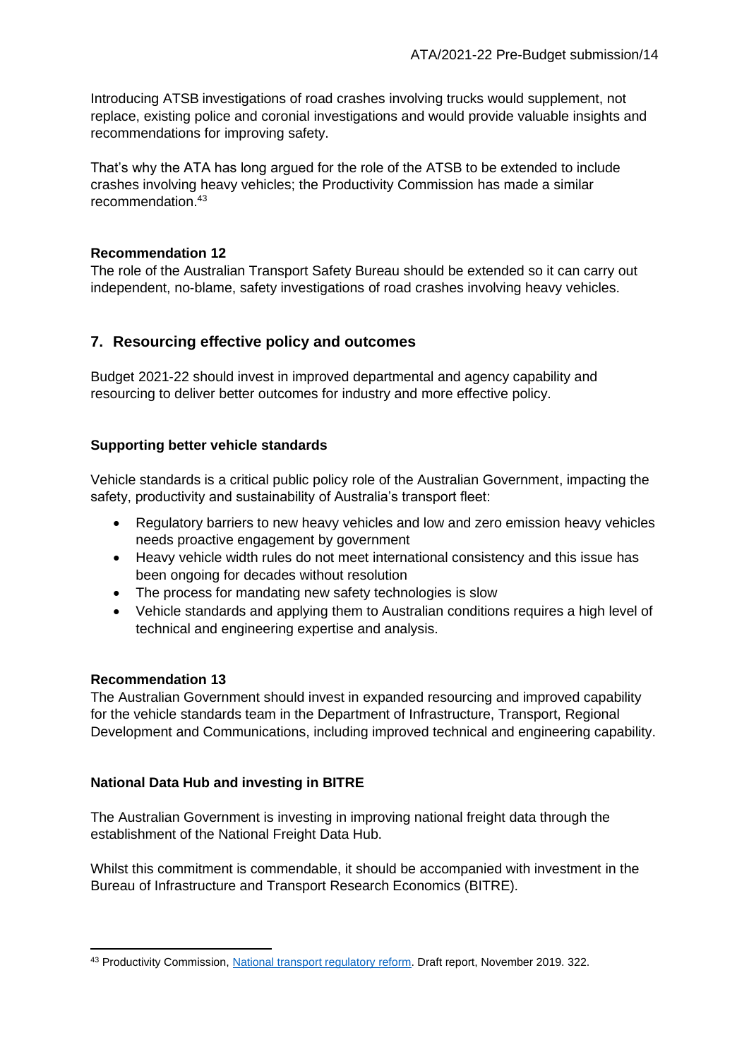Introducing ATSB investigations of road crashes involving trucks would supplement, not replace, existing police and coronial investigations and would provide valuable insights and recommendations for improving safety.

That's why the ATA has long argued for the role of the ATSB to be extended to include crashes involving heavy vehicles; the Productivity Commission has made a similar recommendation.[43]

**Recommendation 12**
The role of the Australian Transport Safety Bureau should be extended so it can carry out independent, no-blame, safety investigations of road crashes involving heavy vehicles.

## 7. Resourcing effective policy and outcomes

Budget 2021-22 should invest in improved departmental and agency capability and resourcing to deliver better outcomes for industry and more effective policy.

**Supporting better vehicle standards**

Vehicle standards is a critical public policy role of the Australian Government, impacting the safety, productivity and sustainability of Australia's transport fleet:

- Regulatory barriers to new heavy vehicles and low and zero emission heavy vehicles needs proactive engagement by government
- Heavy vehicle width rules do not meet international consistency and this issue has been ongoing for decades without resolution
- The process for mandating new safety technologies is slow
- Vehicle standards and applying them to Australian conditions requires a high level of technical and engineering expertise and analysis.

**Recommendation 13**
The Australian Government should invest in expanded resourcing and improved capability for the vehicle standards team in the Department of Infrastructure, Transport, Regional Development and Communications, including improved technical and engineering capability.

**National Data Hub and investing in BITRE**

The Australian Government is investing in improving national freight data through the establishment of the National Freight Data Hub.

Whilst this commitment is commendable, it should be accompanied with investment in the Bureau of Infrastructure and Transport Research Economics (BITRE).

---

[43] Productivity Commission, National transport regulatory reform. Draft report, November 2019. 322.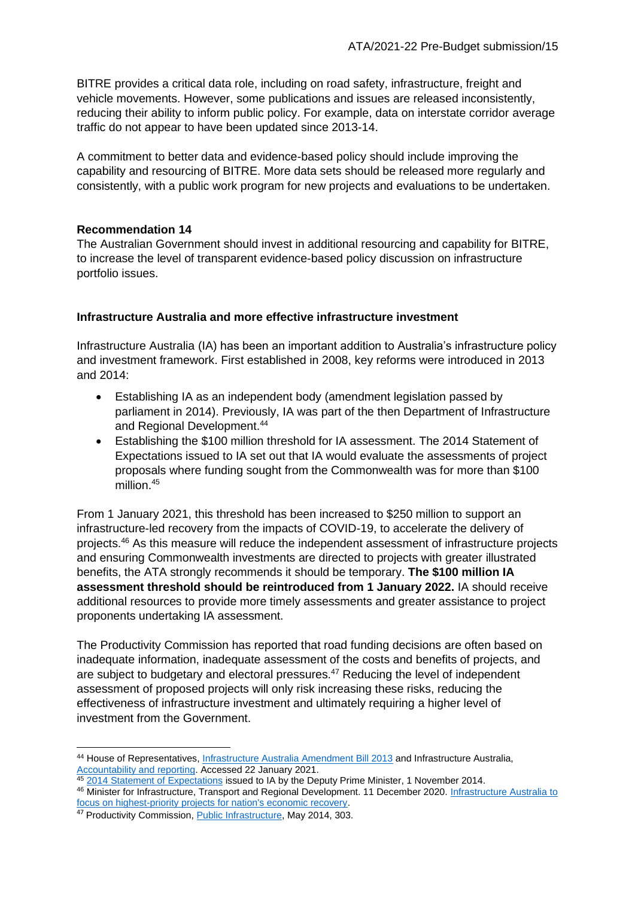BITRE provides a critical data role, including on road safety, infrastructure, freight and vehicle movements. However, some publications and issues are released inconsistently, reducing their ability to inform public policy. For example, data on interstate corridor average traffic do not appear to have been updated since 2013-14.

A commitment to better data and evidence-based policy should include improving the capability and resourcing of BITRE. More data sets should be released more regularly and consistently, with a public work program for new projects and evaluations to be undertaken.

**Recommendation 14**
The Australian Government should invest in additional resourcing and capability for BITRE, to increase the level of transparent evidence-based policy discussion on infrastructure portfolio issues.

**Infrastructure Australia and more effective infrastructure investment**

Infrastructure Australia (IA) has been an important addition to Australia's infrastructure policy and investment framework. First established in 2008, key reforms were introduced in 2013 and 2014:

- Establishing IA as an independent body (amendment legislation passed by parliament in 2014). Previously, IA was part of the then Department of Infrastructure and Regional Development.[44]
- Establishing the $100 million threshold for IA assessment. The 2014 Statement of Expectations issued to IA set out that IA would evaluate the assessments of project proposals where funding sought from the Commonwealth was for more than $100 million.[45]

From 1 January 2021, this threshold has been increased to $250 million to support an infrastructure-led recovery from the impacts of COVID-19, to accelerate the delivery of projects.[46] As this measure will reduce the independent assessment of infrastructure projects and ensuring Commonwealth investments are directed to projects with greater illustrated benefits, the ATA strongly recommends it should be temporary. **The $100 million IA assessment threshold should be reintroduced from 1 January 2022.** IA should receive additional resources to provide more timely assessments and greater assistance to project proponents undertaking IA assessment.

The Productivity Commission has reported that road funding decisions are often based on inadequate information, inadequate assessment of the costs and benefits of projects, and are subject to budgetary and electoral pressures.[47] Reducing the level of independent assessment of proposed projects will only risk increasing these risks, reducing the effectiveness of infrastructure investment and ultimately requiring a higher level of investment from the Government.

---

[44] House of Representatives, Infrastructure Australia Amendment Bill 2013 and Infrastructure Australia, Accountability and reporting. Accessed 22 January 2021.

[45] 2014 Statement of Expectations issued to IA by the Deputy Prime Minister, 1 November 2014.

[46] Minister for Infrastructure, Transport and Regional Development. 11 December 2020. Infrastructure Australia to focus on highest-priority projects for nation's economic recovery.

[47] Productivity Commission, Public Infrastructure, May 2014, 303.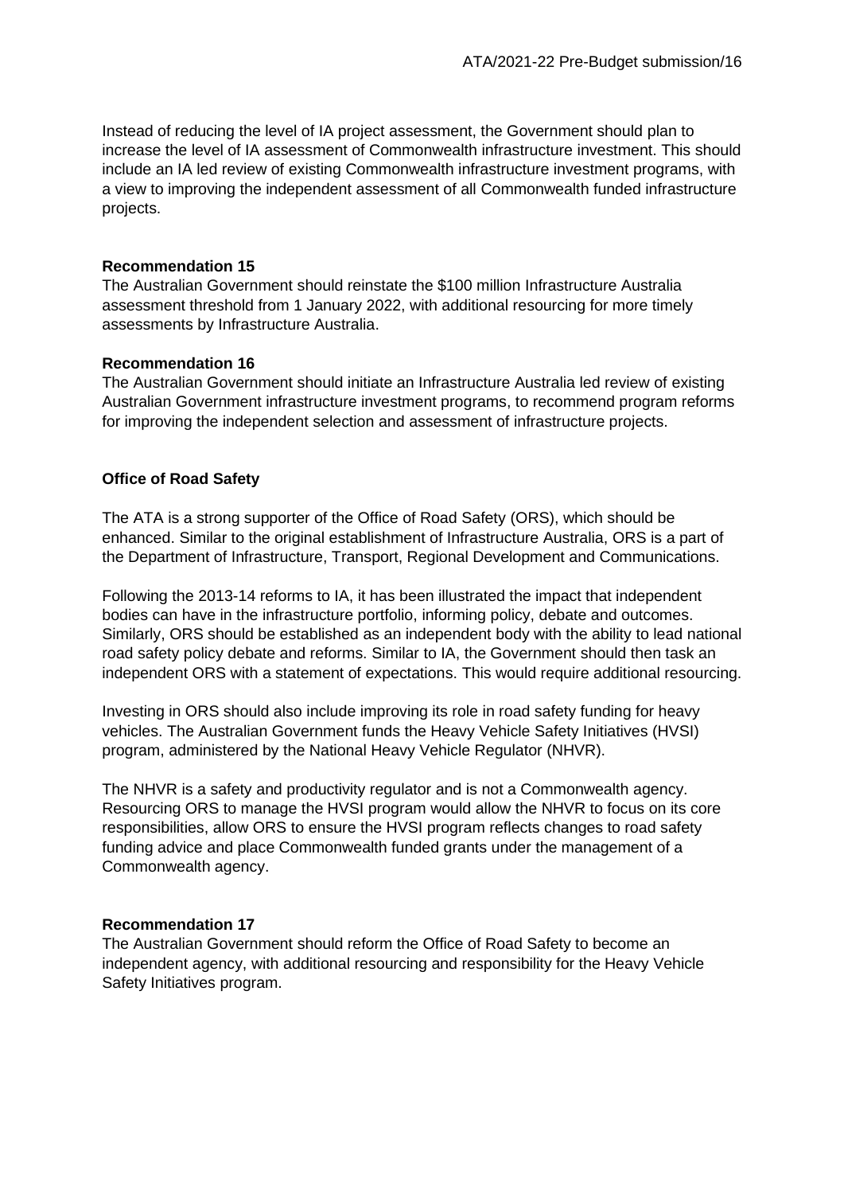Instead of reducing the level of IA project assessment, the Government should plan to increase the level of IA assessment of Commonwealth infrastructure investment. This should include an IA led review of existing Commonwealth infrastructure investment programs, with a view to improving the independent assessment of all Commonwealth funded infrastructure projects.

**Recommendation 15**
The Australian Government should reinstate the $100 million Infrastructure Australia assessment threshold from 1 January 2022, with additional resourcing for more timely assessments by Infrastructure Australia.

**Recommendation 16**
The Australian Government should initiate an Infrastructure Australia led review of existing Australian Government infrastructure investment programs, to recommend program reforms for improving the independent selection and assessment of infrastructure projects.

**Office of Road Safety**

The ATA is a strong supporter of the Office of Road Safety (ORS), which should be enhanced. Similar to the original establishment of Infrastructure Australia, ORS is a part of the Department of Infrastructure, Transport, Regional Development and Communications.

Following the 2013-14 reforms to IA, it has been illustrated the impact that independent bodies can have in the infrastructure portfolio, informing policy, debate and outcomes. Similarly, ORS should be established as an independent body with the ability to lead national road safety policy debate and reforms. Similar to IA, the Government should then task an independent ORS with a statement of expectations. This would require additional resourcing.

Investing in ORS should also include improving its role in road safety funding for heavy vehicles. The Australian Government funds the Heavy Vehicle Safety Initiatives (HVSI) program, administered by the National Heavy Vehicle Regulator (NHVR).

The NHVR is a safety and productivity regulator and is not a Commonwealth agency. Resourcing ORS to manage the HVSI program would allow the NHVR to focus on its core responsibilities, allow ORS to ensure the HVSI program reflects changes to road safety funding advice and place Commonwealth funded grants under the management of a Commonwealth agency.

**Recommendation 17**
The Australian Government should reform the Office of Road Safety to become an independent agency, with additional resourcing and responsibility for the Heavy Vehicle Safety Initiatives program.